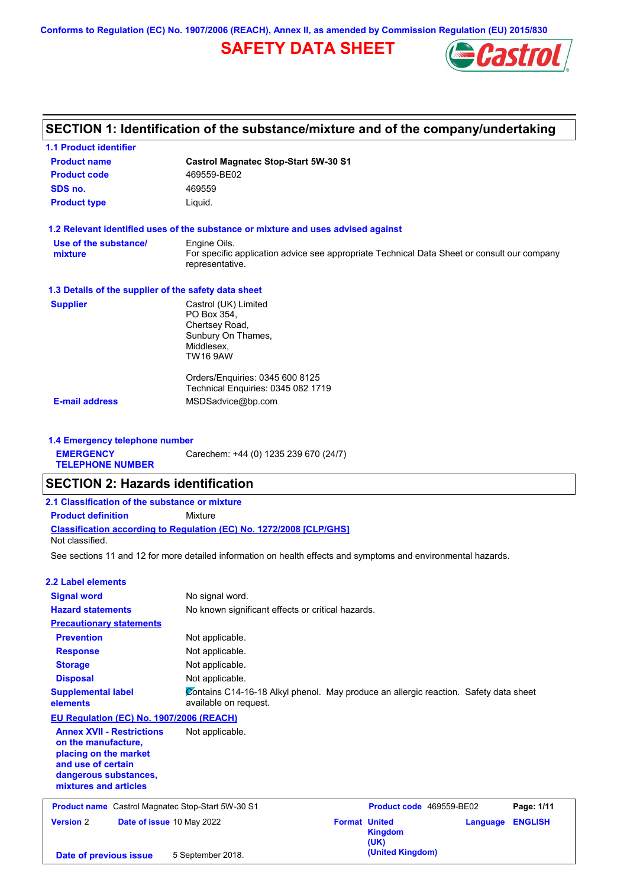Conforms to Regulation (EC) No. 1907/2006 (REACH), Annex II, as amended by Commission Regulation (EU) 2015/830

# SAFETY DATA SHEET

## SECTION 1: Identification of the substance/mixture and of the company/undertaking

### 1.1 Product identifier

| | |
|---|---|
| **Product name** | **Castrol Magnatec Stop-Start 5W-30 S1** |
| **Product code** | 469559-BE02 |
| **SDS no.** | 469559 |
| **Product type** | Liquid. |

### 1.2 Relevant identified uses of the substance or mixture and uses advised against

**Use of the substance/ mixture**: Engine Oils.
For specific application advice see appropriate Technical Data Sheet or consult our company representative.

### 1.3 Details of the supplier of the safety data sheet

**Supplier**:
Castrol (UK) Limited
PO Box 354,
Chertsey Road,
Sunbury On Thames,
Middlesex,
TW16 9AW

Orders/Enquiries: 0345 600 8125
Technical Enquiries: 0345 082 1719

**E-mail address**: MSDSadvice@bp.com

### 1.4 Emergency telephone number

**EMERGENCY TELEPHONE NUMBER**: Carechem: +44 (0) 1235 239 670 (24/7)

## SECTION 2: Hazards identification

### 2.1 Classification of the substance or mixture

**Product definition**: Mixture

**Classification according to Regulation (EC) No. 1272/2008 [CLP/GHS]**
Not classified.

See sections 11 and 12 for more detailed information on health effects and symptoms and environmental hazards.

### 2.2 Label elements

| | |
|---|---|
| **Signal word** | No signal word. |
| **Hazard statements** | No known significant effects or critical hazards. |
| **Precautionary statements** | |
| **Prevention** | Not applicable. |
| **Response** | Not applicable. |
| **Storage** | Not applicable. |
| **Disposal** | Not applicable. |
| **Supplemental label elements** | Contains C14-16-18 Alkyl phenol. May produce an allergic reaction. Safety data sheet available on request. |

**EU Regulation (EC) No. 1907/2006 (REACH)**

**Annex XVII - Restrictions on the manufacture, placing on the market and use of certain dangerous substances, mixtures and articles**: Not applicable.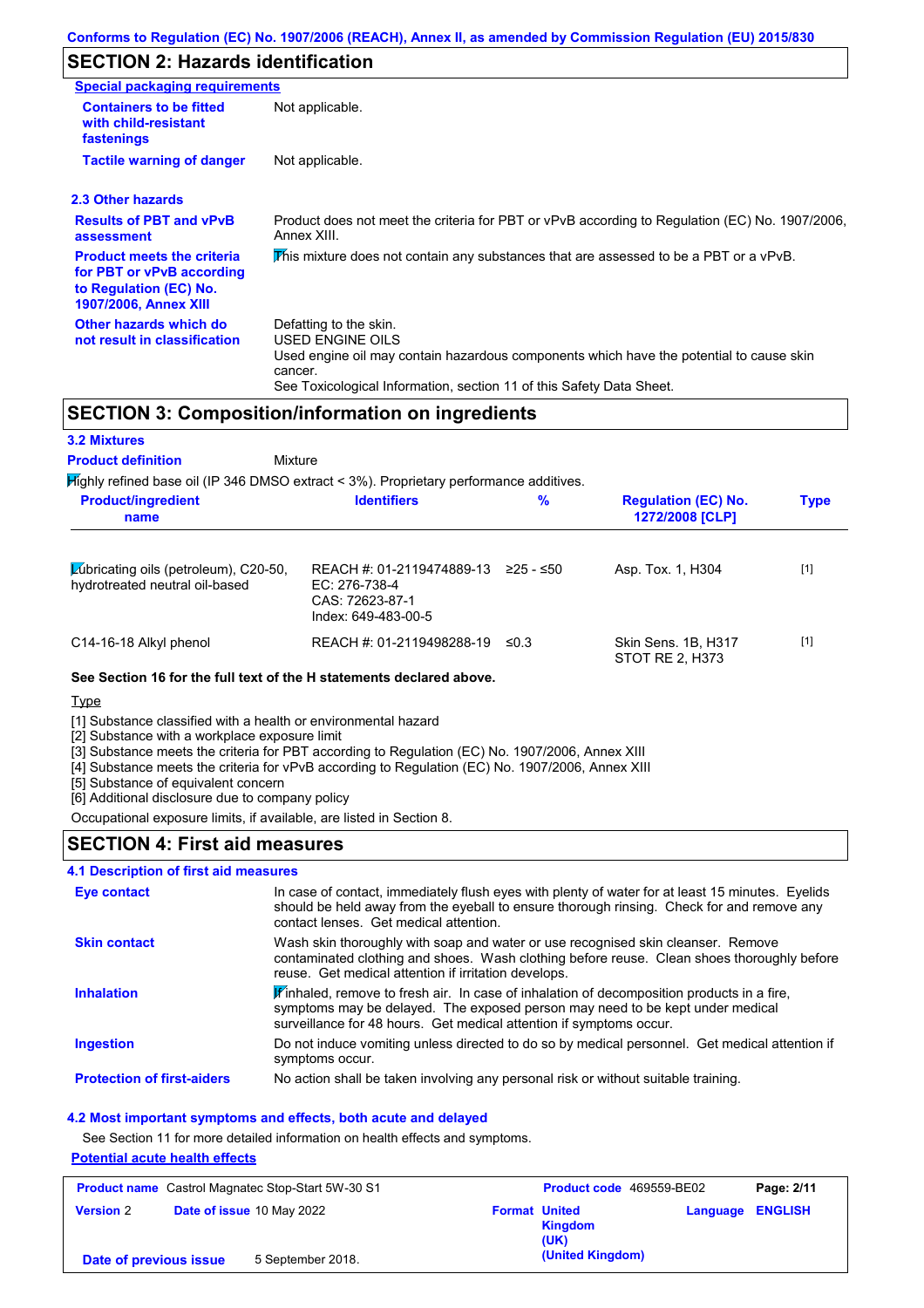## SECTION 2: Hazards identification

**Special packaging requirements**

| | |
|---|---|
| **Containers to be fitted with child-resistant fastenings** | Not applicable. |
| **Tactile warning of danger** | Not applicable. |

### 2.3 Other hazards

| | |
|---|---|
| **Results of PBT and vPvB assessment** | Product does not meet the criteria for PBT or vPvB according to Regulation (EC) No. 1907/2006, Annex XIII. |
| **Product meets the criteria for PBT or vPvB according to Regulation (EC) No. 1907/2006, Annex XIII** | This mixture does not contain any substances that are assessed to be a PBT or a vPvB. |
| **Other hazards which do not result in classification** | Defatting to the skin.<br>USED ENGINE OILS<br>Used engine oil may contain hazardous components which have the potential to cause skin cancer.<br>See Toxicological Information, section 11 of this Safety Data Sheet. |

## SECTION 3: Composition/information on ingredients

### 3.2 Mixtures

**Product definition** Mixture

Highly refined base oil (IP 346 DMSO extract < 3%). Proprietary performance additives.

| Product/ingredient name | Identifiers | % | Regulation (EC) No. 1272/2008 [CLP] | Type |
|---|---|---|---|---|
| Lubricating oils (petroleum), C20-50, hydrotreated neutral oil-based | REACH #: 01-2119474889-13<br>EC: 276-738-4<br>CAS: 72623-87-1<br>Index: 649-483-00-5 | ≥25 - ≤50 | Asp. Tox. 1, H304 | [1] |
| C14-16-18 Alkyl phenol | REACH #: 01-2119498288-19 | ≤0.3 | Skin Sens. 1B, H317<br>STOT RE 2, H373 | [1] |

**See Section 16 for the full text of the H statements declared above.**

Type

[1] Substance classified with a health or environmental hazard
[2] Substance with a workplace exposure limit
[3] Substance meets the criteria for PBT according to Regulation (EC) No. 1907/2006, Annex XIII
[4] Substance meets the criteria for vPvB according to Regulation (EC) No. 1907/2006, Annex XIII
[5] Substance of equivalent concern
[6] Additional disclosure due to company policy

Occupational exposure limits, if available, are listed in Section 8.

## SECTION 4: First aid measures

### 4.1 Description of first aid measures

| | |
|---|---|
| **Eye contact** | In case of contact, immediately flush eyes with plenty of water for at least 15 minutes. Eyelids should be held away from the eyeball to ensure thorough rinsing. Check for and remove any contact lenses. Get medical attention. |
| **Skin contact** | Wash skin thoroughly with soap and water or use recognised skin cleanser. Remove contaminated clothing and shoes. Wash clothing before reuse. Clean shoes thoroughly before reuse. Get medical attention if irritation develops. |
| **Inhalation** | If inhaled, remove to fresh air. In case of inhalation of decomposition products in a fire, symptoms may be delayed. The exposed person may need to be kept under medical surveillance for 48 hours. Get medical attention if symptoms occur. |
| **Ingestion** | Do not induce vomiting unless directed to do so by medical personnel. Get medical attention if symptoms occur. |
| **Protection of first-aiders** | No action shall be taken involving any personal risk or without suitable training. |

### 4.2 Most important symptoms and effects, both acute and delayed

See Section 11 for more detailed information on health effects and symptoms.

**Potential acute health effects**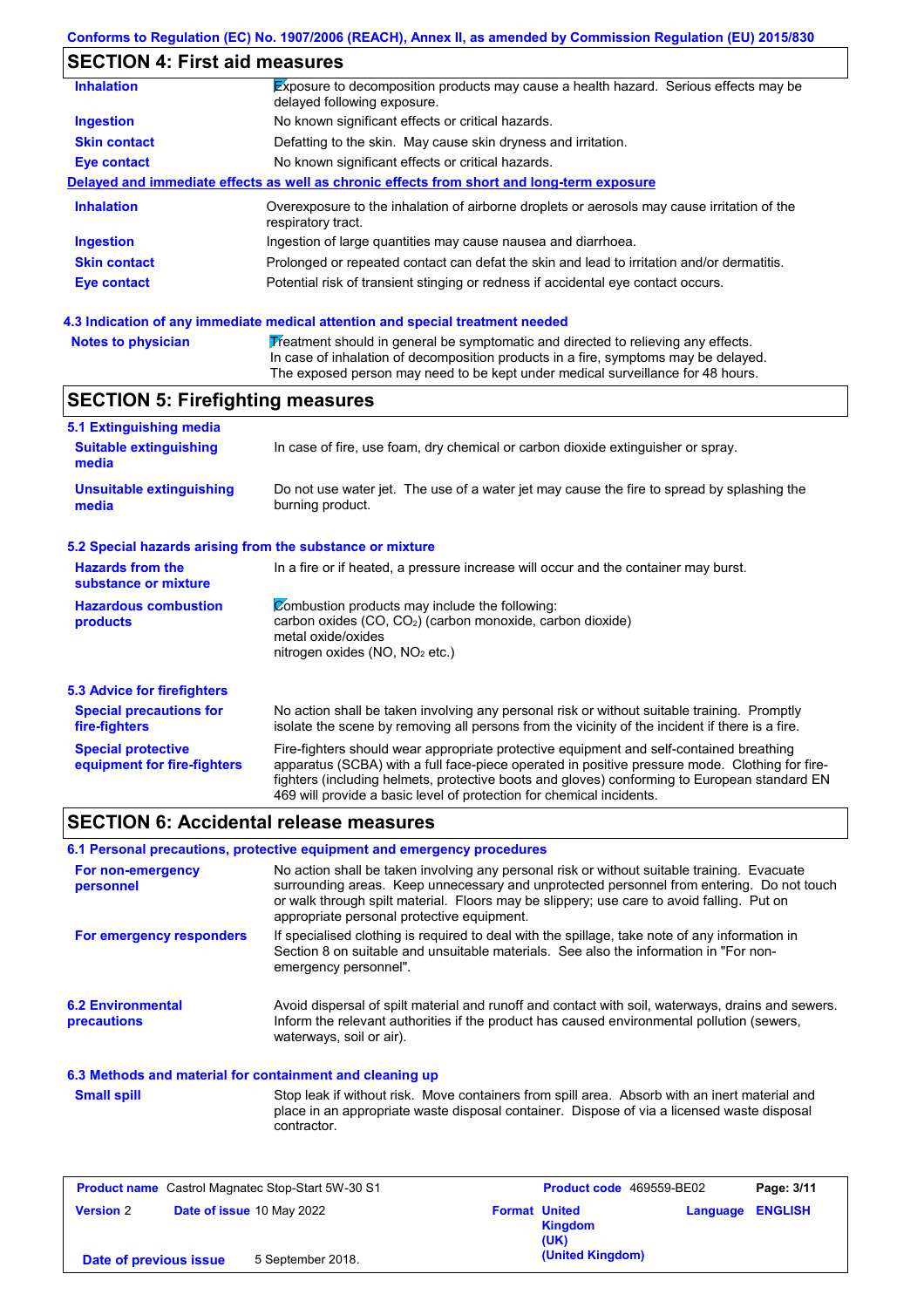## SECTION 4: First aid measures

| | |
|---|---|
| **Inhalation** | Exposure to decomposition products may cause a health hazard. Serious effects may be delayed following exposure. |
| **Ingestion** | No known significant effects or critical hazards. |
| **Skin contact** | Defatting to the skin. May cause skin dryness and irritation. |
| **Eye contact** | No known significant effects or critical hazards. |

**Delayed and immediate effects as well as chronic effects from short and long-term exposure**

| | |
|---|---|
| **Inhalation** | Overexposure to the inhalation of airborne droplets or aerosols may cause irritation of the respiratory tract. |
| **Ingestion** | Ingestion of large quantities may cause nausea and diarrhoea. |
| **Skin contact** | Prolonged or repeated contact can defat the skin and lead to irritation and/or dermatitis. |
| **Eye contact** | Potential risk of transient stinging or redness if accidental eye contact occurs. |

### 4.3 Indication of any immediate medical attention and special treatment needed

| | |
|---|---|
| **Notes to physician** | Treatment should in general be symptomatic and directed to relieving any effects. In case of inhalation of decomposition products in a fire, symptoms may be delayed. The exposed person may need to be kept under medical surveillance for 48 hours. |

## SECTION 5: Firefighting measures

### 5.1 Extinguishing media

| | |
|---|---|
| **Suitable extinguishing media** | In case of fire, use foam, dry chemical or carbon dioxide extinguisher or spray. |
| **Unsuitable extinguishing media** | Do not use water jet. The use of a water jet may cause the fire to spread by splashing the burning product. |

### 5.2 Special hazards arising from the substance or mixture

| | |
|---|---|
| **Hazards from the substance or mixture** | In a fire or if heated, a pressure increase will occur and the container may burst. |
| **Hazardous combustion products** | Combustion products may include the following:<br>carbon oxides (CO, $CO_2$) (carbon monoxide, carbon dioxide)<br>metal oxide/oxides<br>nitrogen oxides (NO, $NO_2$ etc.) |

### 5.3 Advice for firefighters

| | |
|---|---|
| **Special precautions for fire-fighters** | No action shall be taken involving any personal risk or without suitable training. Promptly isolate the scene by removing all persons from the vicinity of the incident if there is a fire. |
| **Special protective equipment for fire-fighters** | Fire-fighters should wear appropriate protective equipment and self-contained breathing apparatus (SCBA) with a full face-piece operated in positive pressure mode. Clothing for fire-fighters (including helmets, protective boots and gloves) conforming to European standard EN 469 will provide a basic level of protection for chemical incidents. |

## SECTION 6: Accidental release measures

### 6.1 Personal precautions, protective equipment and emergency procedures

| | |
|---|---|
| **For non-emergency personnel** | No action shall be taken involving any personal risk or without suitable training. Evacuate surrounding areas. Keep unnecessary and unprotected personnel from entering. Do not touch or walk through spilt material. Floors may be slippery; use care to avoid falling. Put on appropriate personal protective equipment. |
| **For emergency responders** | If specialised clothing is required to deal with the spillage, take note of any information in Section 8 on suitable and unsuitable materials. See also the information in "For non-emergency personnel". |

| | |
|---|---|
| **6.2 Environmental precautions** | Avoid dispersal of spilt material and runoff and contact with soil, waterways, drains and sewers. Inform the relevant authorities if the product has caused environmental pollution (sewers, waterways, soil or air). |

### 6.3 Methods and material for containment and cleaning up

| | |
|---|---|
| **Small spill** | Stop leak if without risk. Move containers from spill area. Absorb with an inert material and place in an appropriate waste disposal container. Dispose of via a licensed waste disposal contractor. |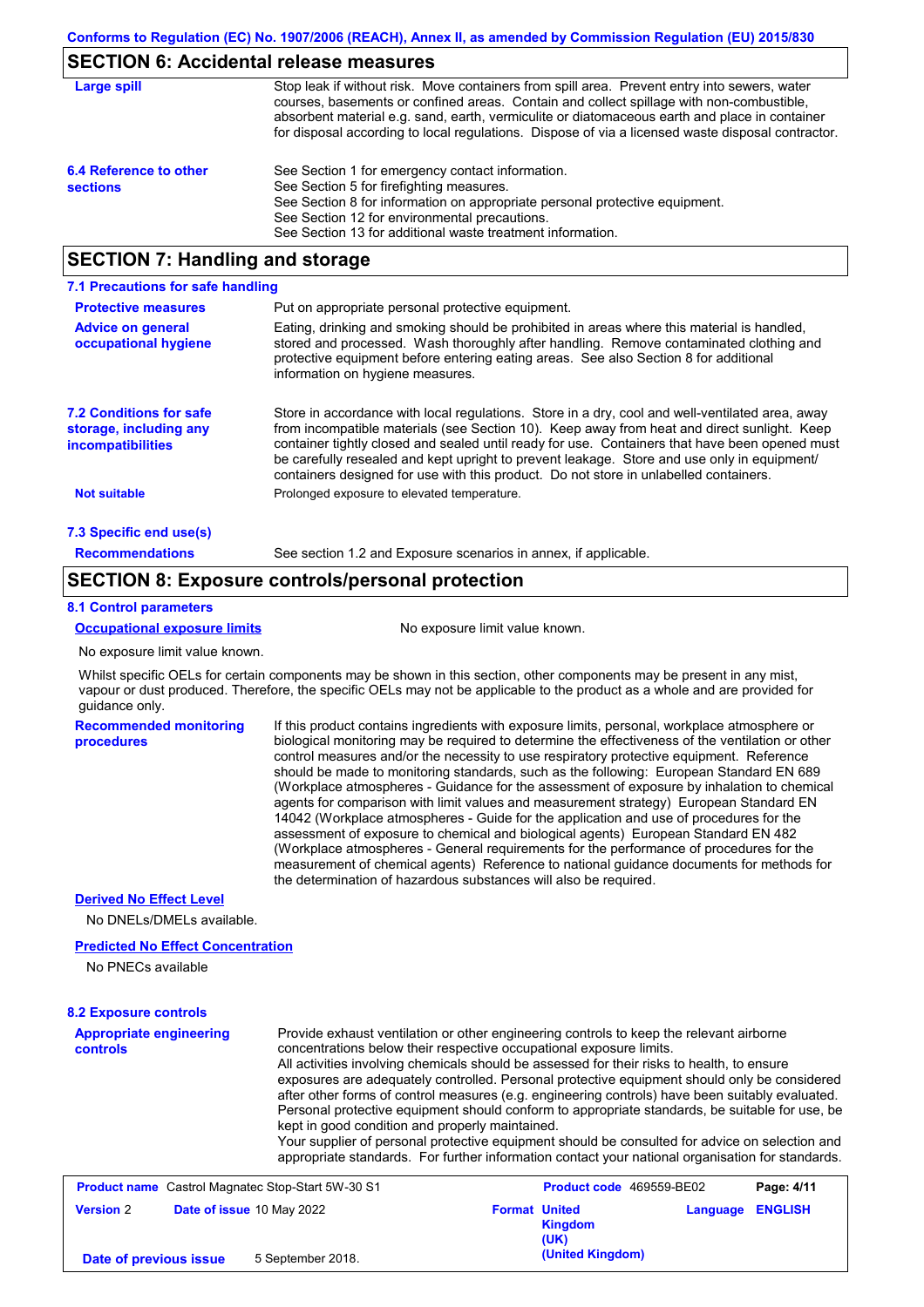## SECTION 6: Accidental release measures

| | |
|---|---|
| **Large spill** | Stop leak if without risk. Move containers from spill area. Prevent entry into sewers, water courses, basements or confined areas. Contain and collect spillage with non-combustible, absorbent material e.g. sand, earth, vermiculite or diatomaceous earth and place in container for disposal according to local regulations. Dispose of via a licensed waste disposal contractor. |
| **6.4 Reference to other sections** | See Section 1 for emergency contact information.<br>See Section 5 for firefighting measures.<br>See Section 8 for information on appropriate personal protective equipment.<br>See Section 12 for environmental precautions.<br>See Section 13 for additional waste treatment information. |

## SECTION 7: Handling and storage

### 7.1 Precautions for safe handling

| | |
|---|---|
| **Protective measures** | Put on appropriate personal protective equipment. |
| **Advice on general occupational hygiene** | Eating, drinking and smoking should be prohibited in areas where this material is handled, stored and processed. Wash thoroughly after handling. Remove contaminated clothing and protective equipment before entering eating areas. See also Section 8 for additional information on hygiene measures. |
| **7.2 Conditions for safe storage, including any incompatibilities** | Store in accordance with local regulations. Store in a dry, cool and well-ventilated area, away from incompatible materials (see Section 10). Keep away from heat and direct sunlight. Keep container tightly closed and sealed until ready for use. Containers that have been opened must be carefully resealed and kept upright to prevent leakage. Store and use only in equipment/ containers designed for use with this product. Do not store in unlabelled containers. |
| **Not suitable** | Prolonged exposure to elevated temperature. |

### 7.3 Specific end use(s)

| | |
|---|---|
| **Recommendations** | See section 1.2 and Exposure scenarios in annex, if applicable. |

## SECTION 8: Exposure controls/personal protection

### 8.1 Control parameters

**Occupational exposure limits** — No exposure limit value known.

No exposure limit value known.

Whilst specific OELs for certain components may be shown in this section, other components may be present in any mist, vapour or dust produced. Therefore, the specific OELs may not be applicable to the product as a whole and are provided for guidance only.

| | |
|---|---|
| **Recommended monitoring procedures** | If this product contains ingredients with exposure limits, personal, workplace atmosphere or biological monitoring may be required to determine the effectiveness of the ventilation or other control measures and/or the necessity to use respiratory protective equipment. Reference should be made to monitoring standards, such as the following: European Standard EN 689 (Workplace atmospheres - Guidance for the assessment of exposure by inhalation to chemical agents for comparison with limit values and measurement strategy) European Standard EN 14042 (Workplace atmospheres - Guide for the application and use of procedures for the assessment of exposure to chemical and biological agents) European Standard EN 482 (Workplace atmospheres - General requirements for the performance of procedures for the measurement of chemical agents) Reference to national guidance documents for methods for the determination of hazardous substances will also be required. |

**Derived No Effect Level**

No DNELs/DMELs available.

**Predicted No Effect Concentration**

No PNECs available

### 8.2 Exposure controls

| | |
|---|---|
| **Appropriate engineering controls** | Provide exhaust ventilation or other engineering controls to keep the relevant airborne concentrations below their respective occupational exposure limits.<br>All activities involving chemicals should be assessed for their risks to health, to ensure exposures are adequately controlled. Personal protective equipment should only be considered after other forms of control measures (e.g. engineering controls) have been suitably evaluated. Personal protective equipment should conform to appropriate standards, be suitable for use, be kept in good condition and properly maintained.<br>Your supplier of personal protective equipment should be consulted for advice on selection and appropriate standards. For further information contact your national organisation for standards. |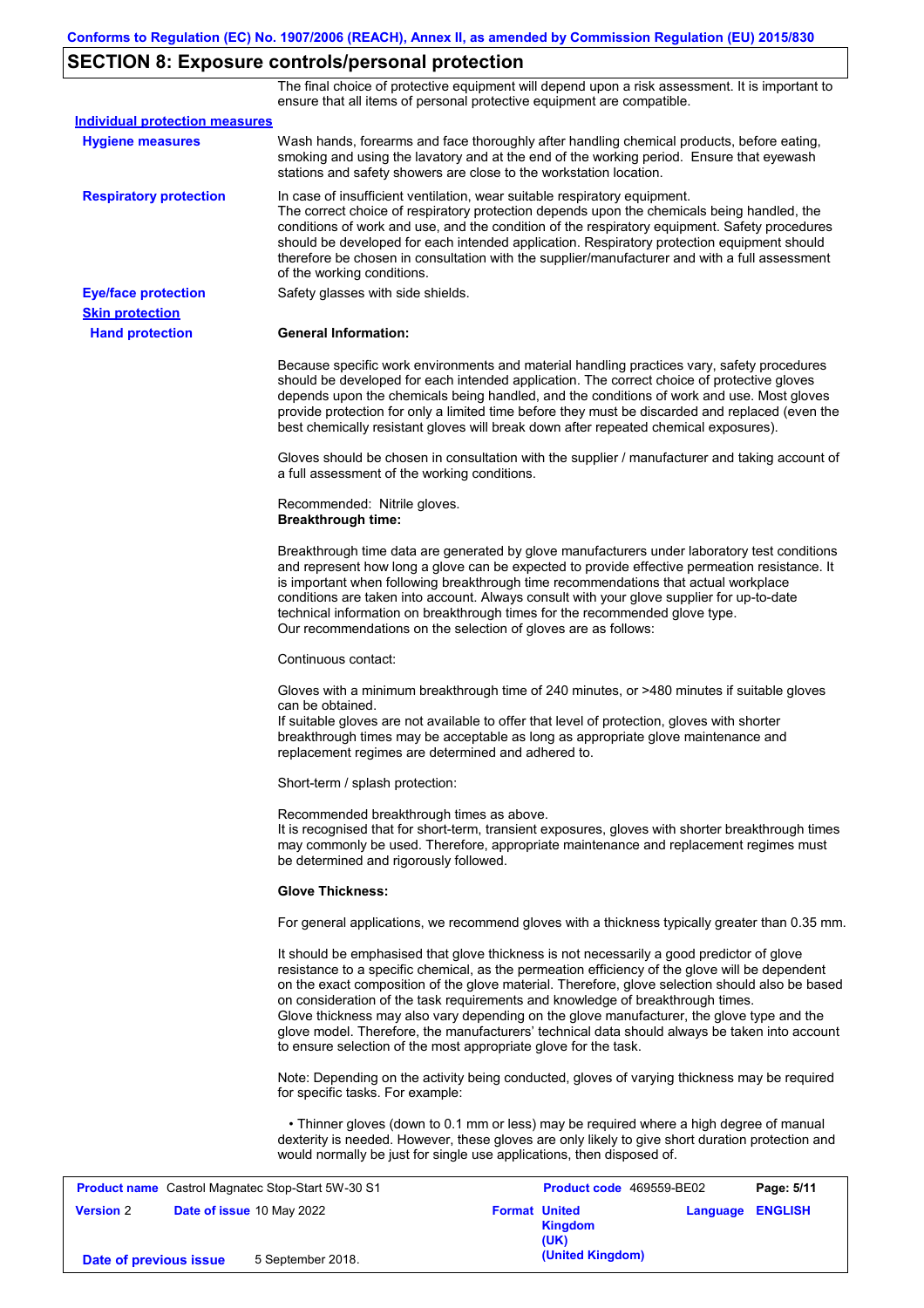## SECTION 8: Exposure controls/personal protection

The final choice of protective equipment will depend upon a risk assessment. It is important to ensure that all items of personal protective equipment are compatible.

**Individual protection measures**

**Hygiene measures**

Wash hands, forearms and face thoroughly after handling chemical products, before eating, smoking and using the lavatory and at the end of the working period. Ensure that eyewash stations and safety showers are close to the workstation location.

**Respiratory protection**

In case of insufficient ventilation, wear suitable respiratory equipment.
The correct choice of respiratory protection depends upon the chemicals being handled, the conditions of work and use, and the condition of the respiratory equipment. Safety procedures should be developed for each intended application. Respiratory protection equipment should therefore be chosen in consultation with the supplier/manufacturer and with a full assessment of the working conditions.

**Eye/face protection**

Safety glasses with side shields.

**Skin protection**

**Hand protection**

**General Information:**

Because specific work environments and material handling practices vary, safety procedures should be developed for each intended application. The correct choice of protective gloves depends upon the chemicals being handled, and the conditions of work and use. Most gloves provide protection for only a limited time before they must be discarded and replaced (even the best chemically resistant gloves will break down after repeated chemical exposures).

Gloves should be chosen in consultation with the supplier / manufacturer and taking account of a full assessment of the working conditions.

Recommended: Nitrile gloves.
**Breakthrough time:**

Breakthrough time data are generated by glove manufacturers under laboratory test conditions and represent how long a glove can be expected to provide effective permeation resistance. It is important when following breakthrough time recommendations that actual workplace conditions are taken into account. Always consult with your glove supplier for up-to-date technical information on breakthrough times for the recommended glove type.
Our recommendations on the selection of gloves are as follows:

Continuous contact:

Gloves with a minimum breakthrough time of 240 minutes, or >480 minutes if suitable gloves can be obtained.
If suitable gloves are not available to offer that level of protection, gloves with shorter breakthrough times may be acceptable as long as appropriate glove maintenance and replacement regimes are determined and adhered to.

Short-term / splash protection:

Recommended breakthrough times as above.
It is recognised that for short-term, transient exposures, gloves with shorter breakthrough times may commonly be used. Therefore, appropriate maintenance and replacement regimes must be determined and rigorously followed.

**Glove Thickness:**

For general applications, we recommend gloves with a thickness typically greater than 0.35 mm.

It should be emphasised that glove thickness is not necessarily a good predictor of glove resistance to a specific chemical, as the permeation efficiency of the glove will be dependent on the exact composition of the glove material. Therefore, glove selection should also be based on consideration of the task requirements and knowledge of breakthrough times.
Glove thickness may also vary depending on the glove manufacturer, the glove type and the glove model. Therefore, the manufacturers' technical data should always be taken into account to ensure selection of the most appropriate glove for the task.

Note: Depending on the activity being conducted, gloves of varying thickness may be required for specific tasks. For example:

• Thinner gloves (down to 0.1 mm or less) may be required where a high degree of manual dexterity is needed. However, these gloves are only likely to give short duration protection and would normally be just for single use applications, then disposed of.

| **Product name** Castrol Magnatec Stop-Start 5W-30 S1 | | **Product code** 469559-BE02 | |
|---|---|---|---|
| **Version** 2 | **Date of issue** 10 May 2022 | **Format** United Kingdom (UK) (United Kingdom) | **Language** ENGLISH |
| **Date of previous issue** | 5 September 2018. | | |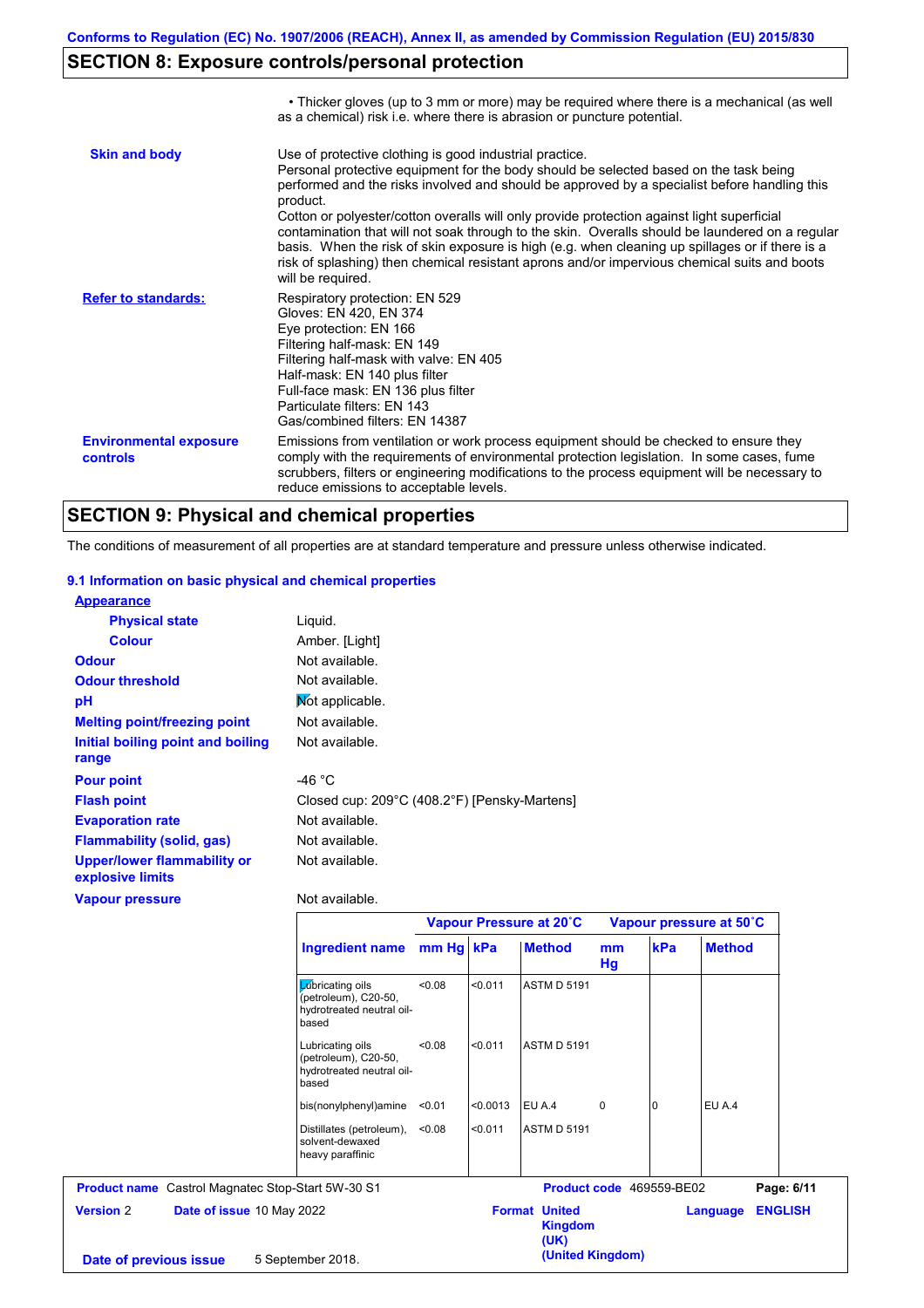**Conforms to Regulation (EC) No. 1907/2006 (REACH), Annex II, as amended by Commission Regulation (EU) 2015/830**

## SECTION 8: Exposure controls/personal protection

• Thicker gloves (up to 3 mm or more) may be required where there is a mechanical (as well as a chemical) risk i.e. where there is abrasion or puncture potential.

**Skin and body**

Use of protective clothing is good industrial practice.
Personal protective equipment for the body should be selected based on the task being performed and the risks involved and should be approved by a specialist before handling this product.
Cotton or polyester/cotton overalls will only provide protection against light superficial contamination that will not soak through to the skin. Overalls should be laundered on a regular basis. When the risk of skin exposure is high (e.g. when cleaning up spillages or if there is a risk of splashing) then chemical resistant aprons and/or impervious chemical suits and boots will be required.

**Refer to standards:**

Respiratory protection: EN 529
Gloves: EN 420, EN 374
Eye protection: EN 166
Filtering half-mask: EN 149
Filtering half-mask with valve: EN 405
Half-mask: EN 140 plus filter
Full-face mask: EN 136 plus filter
Particulate filters: EN 143
Gas/combined filters: EN 14387

**Environmental exposure controls**

Emissions from ventilation or work process equipment should be checked to ensure they comply with the requirements of environmental protection legislation. In some cases, fume scrubbers, filters or engineering modifications to the process equipment will be necessary to reduce emissions to acceptable levels.

## SECTION 9: Physical and chemical properties

The conditions of measurement of all properties are at standard temperature and pressure unless otherwise indicated.

### 9.1 Information on basic physical and chemical properties

**Appearance**

| | |
|---|---|
| **Physical state** | Liquid. |
| **Colour** | Amber. [Light] |
| **Odour** | Not available. |
| **Odour threshold** | Not available. |
| **pH** | Not applicable. |
| **Melting point/freezing point** | Not available. |
| **Initial boiling point and boiling range** | Not available. |
| **Pour point** | -46 °C |
| **Flash point** | Closed cup: 209°C (408.2°F) [Pensky-Martens] |
| **Evaporation rate** | Not available. |
| **Flammability (solid, gas)** | Not available. |
| **Upper/lower flammability or explosive limits** | Not available. |
| **Vapour pressure** | Not available. |

| | Vapour Pressure at 20˚C | | | Vapour pressure at 50˚C | | |
|---|---|---|---|---|---|---|
| **Ingredient name** | **mm Hg** | **kPa** | **Method** | **mm Hg** | **kPa** | **Method** |
| Lubricating oils (petroleum), C20-50, hydrotreated neutral oil-based | <0.08 | <0.011 | ASTM D 5191 | | | |
| Lubricating oils (petroleum), C20-50, hydrotreated neutral oil-based | <0.08 | <0.011 | ASTM D 5191 | | | |
| bis(nonylphenyl)amine | <0.01 | <0.0013 | EU A.4 | 0 | 0 | EU A.4 |
| Distillates (petroleum), solvent-dewaxed heavy paraffinic | <0.08 | <0.011 | ASTM D 5191 | | | |

**Product name** Castrol Magnatec Stop-Start 5W-30 S1 | **Product code** 469559-BE02
**Version** 2 | **Date of issue** 10 May 2022 | **Format** United Kingdom (UK) (United Kingdom) | **Language** ENGLISH
**Date of previous issue** 5 September 2018.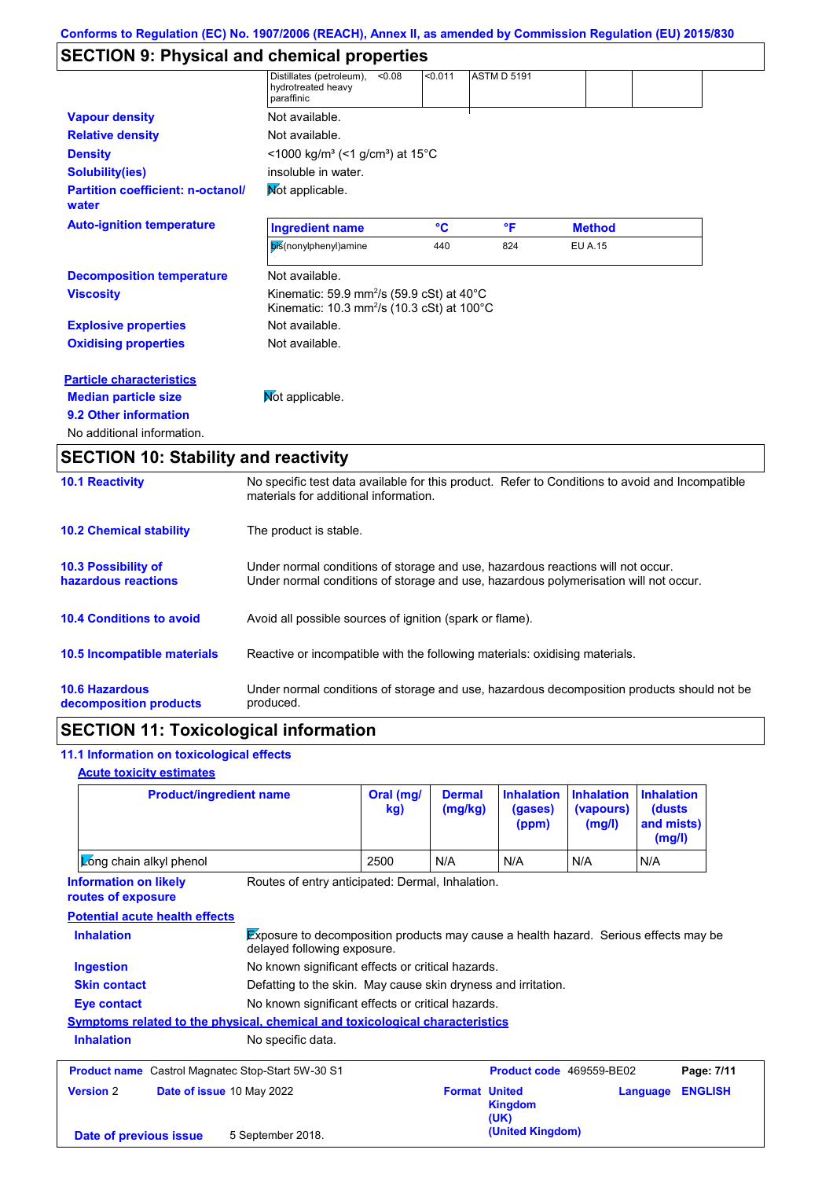Conforms to Regulation (EC) No. 1907/2006 (REACH), Annex II, as amended by Commission Regulation (EU) 2015/830

## SECTION 9: Physical and chemical properties

| | | | | | |
|---|---|---|---|---|---|
| Distillates (petroleum), hydrotreated heavy paraffinic | <0.08 | <0.011 | ASTM D 5191 | | |

**Vapour density** Not available.

**Relative density** Not available.

**Density** <1000 kg/m³ (<1 g/cm³) at 15°C

**Solubility(ies)** insoluble in water.

**Partition coefficient: n-octanol/ water** Not applicable.

**Auto-ignition temperature**

| Ingredient name | °C | °F | Method |
|---|---|---|---|
| bis(nonylphenyl)amine | 440 | 824 | EU A.15 |

**Decomposition temperature** Not available.

**Viscosity** Kinematic: 59.9 mm²/s (59.9 cSt) at 40°C
Kinematic: 10.3 mm²/s (10.3 cSt) at 100°C

**Explosive properties** Not available.

**Oxidising properties** Not available.

**Particle characteristics**

**Median particle size** Not applicable.

**9.2 Other information**

No additional information.

## SECTION 10: Stability and reactivity

**10.1 Reactivity** No specific test data available for this product. Refer to Conditions to avoid and Incompatible materials for additional information.

**10.2 Chemical stability** The product is stable.

**10.3 Possibility of hazardous reactions** Under normal conditions of storage and use, hazardous reactions will not occur.
Under normal conditions of storage and use, hazardous polymerisation will not occur.

**10.4 Conditions to avoid** Avoid all possible sources of ignition (spark or flame).

**10.5 Incompatible materials** Reactive or incompatible with the following materials: oxidising materials.

**10.6 Hazardous decomposition products** Under normal conditions of storage and use, hazardous decomposition products should not be produced.

## SECTION 11: Toxicological information

### 11.1 Information on toxicological effects

**Acute toxicity estimates**

| Product/ingredient name | Oral (mg/kg) | Dermal (mg/kg) | Inhalation (gases) (ppm) | Inhalation (vapours) (mg/l) | Inhalation (dusts and mists) (mg/l) |
|---|---|---|---|---|---|
| Long chain alkyl phenol | 2500 | N/A | N/A | N/A | N/A |

**Information on likely routes of exposure** Routes of entry anticipated: Dermal, Inhalation.

**Potential acute health effects**

**Inhalation** Exposure to decomposition products may cause a health hazard. Serious effects may be delayed following exposure.

**Ingestion** No known significant effects or critical hazards.

**Skin contact** Defatting to the skin. May cause skin dryness and irritation.

**Eye contact** No known significant effects or critical hazards.

**Symptoms related to the physical, chemical and toxicological characteristics**

**Inhalation** No specific data.

| | | | |
|---|---|---|---|
| **Product name** Castrol Magnatec Stop-Start 5W-30 S1 | | **Product code** 469559-BE02 | |
| **Version** 2 | **Date of issue** 10 May 2022 | **Format** United Kingdom (UK) (United Kingdom) | **Language** ENGLISH |
| **Date of previous issue** | 5 September 2018. | | |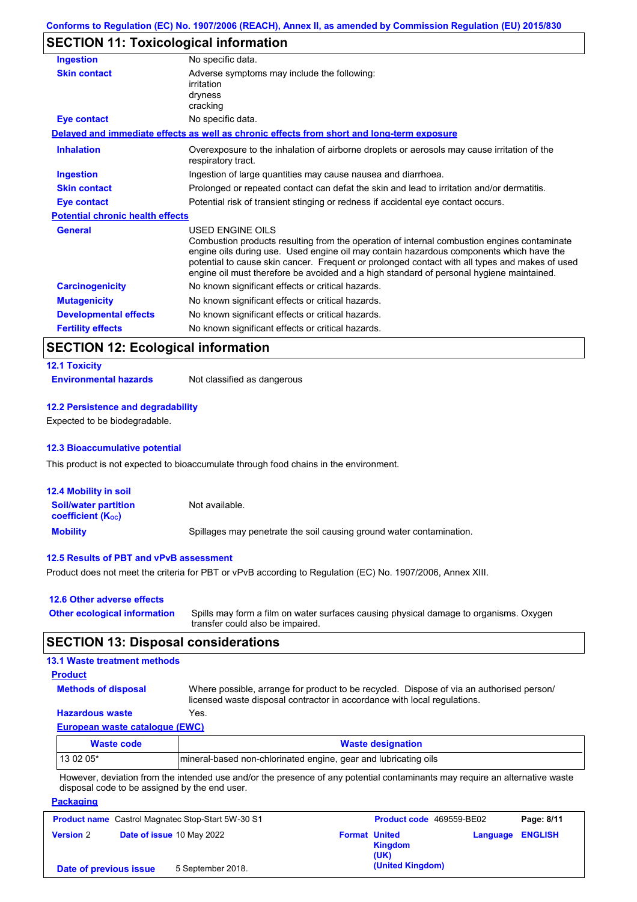## SECTION 11: Toxicological information

| | |
|---|---|
| **Ingestion** | No specific data. |
| **Skin contact** | Adverse symptoms may include the following: irritation dryness cracking |
| **Eye contact** | No specific data. |

**Delayed and immediate effects as well as chronic effects from short and long-term exposure**

| | |
|---|---|
| **Inhalation** | Overexposure to the inhalation of airborne droplets or aerosols may cause irritation of the respiratory tract. |
| **Ingestion** | Ingestion of large quantities may cause nausea and diarrhoea. |
| **Skin contact** | Prolonged or repeated contact can defat the skin and lead to irritation and/or dermatitis. |
| **Eye contact** | Potential risk of transient stinging or redness if accidental eye contact occurs. |

**Potential chronic health effects**

| | |
|---|---|
| **General** | USED ENGINE OILS Combustion products resulting from the operation of internal combustion engines contaminate engine oils during use. Used engine oil may contain hazardous components which have the potential to cause skin cancer. Frequent or prolonged contact with all types and makes of used engine oil must therefore be avoided and a high standard of personal hygiene maintained. |
| **Carcinogenicity** | No known significant effects or critical hazards. |
| **Mutagenicity** | No known significant effects or critical hazards. |
| **Developmental effects** | No known significant effects or critical hazards. |
| **Fertility effects** | No known significant effects or critical hazards. |

## SECTION 12: Ecological information

### 12.1 Toxicity

**Environmental hazards** Not classified as dangerous

### 12.2 Persistence and degradability

Expected to be biodegradable.

### 12.3 Bioaccumulative potential

This product is not expected to bioaccumulate through food chains in the environment.

### 12.4 Mobility in soil

| | |
|---|---|
| **Soil/water partition coefficient ($K_{OC}$)** | Not available. |
| **Mobility** | Spillages may penetrate the soil causing ground water contamination. |

### 12.5 Results of PBT and vPvB assessment

Product does not meet the criteria for PBT or vPvB according to Regulation (EC) No. 1907/2006, Annex XIII.

### 12.6 Other adverse effects

**Other ecological information** Spills may form a film on water surfaces causing physical damage to organisms. Oxygen transfer could also be impaired.

## SECTION 13: Disposal considerations

### 13.1 Waste treatment methods

**Product**

| | |
|---|---|
| **Methods of disposal** | Where possible, arrange for product to be recycled. Dispose of via an authorised person/ licensed waste disposal contractor in accordance with local regulations. |
| **Hazardous waste** | Yes. |

**European waste catalogue (EWC)**

| Waste code | Waste designation |
|---|---|
| 13 02 05* | mineral-based non-chlorinated engine, gear and lubricating oils |

However, deviation from the intended use and/or the presence of any potential contaminants may require an alternative waste disposal code to be assigned by the end user.

**Packaging**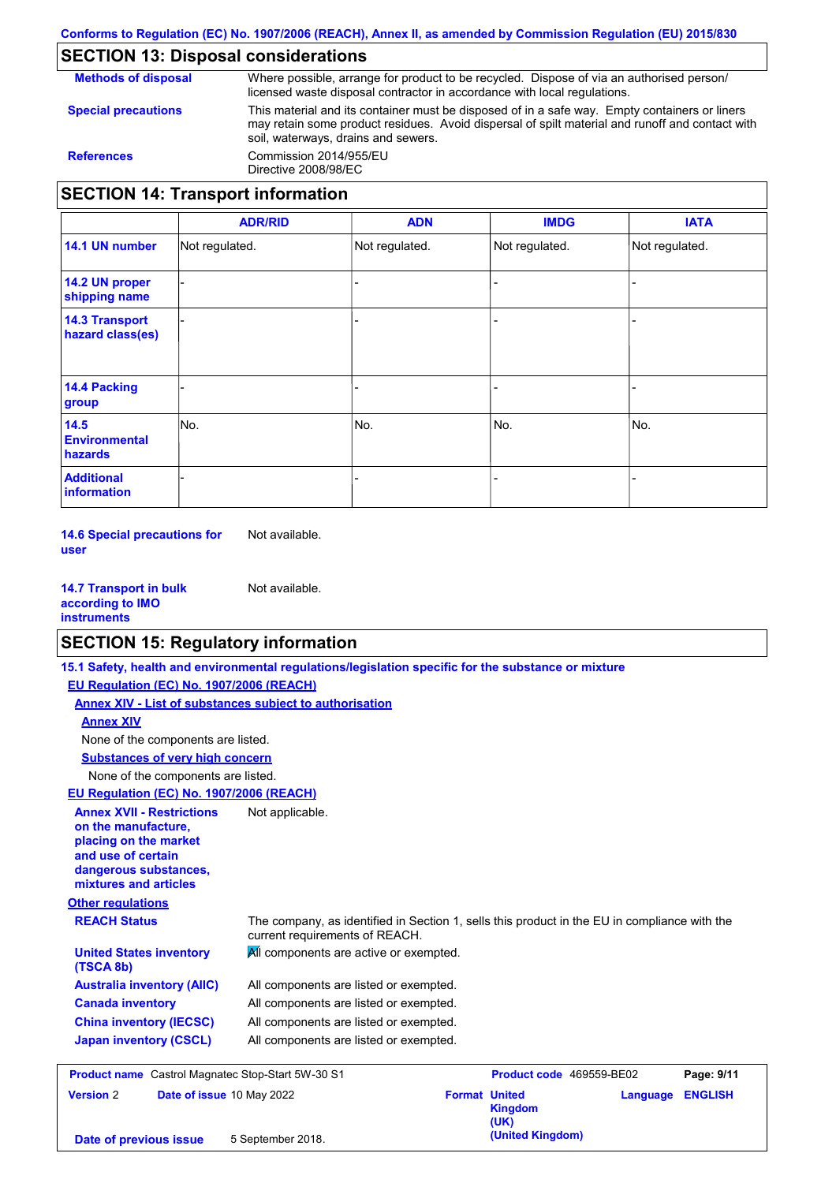## SECTION 13: Disposal considerations

**Methods of disposal** — Where possible, arrange for product to be recycled. Dispose of via an authorised person/ licensed waste disposal contractor in accordance with local regulations.

**Special precautions** — This material and its container must be disposed of in a safe way. Empty containers or liners may retain some product residues. Avoid dispersal of spilt material and runoff and contact with soil, waterways, drains and sewers.

**References** — Commission 2014/955/EU
Directive 2008/98/EC

## SECTION 14: Transport information

| | ADR/RID | ADN | IMDG | IATA |
|---|---|---|---|---|
| **14.1 UN number** | Not regulated. | Not regulated. | Not regulated. | Not regulated. |
| **14.2 UN proper shipping name** | - | - | - | - |
| **14.3 Transport hazard class(es)** | - | - | - | - |
| **14.4 Packing group** | - | - | - | - |
| **14.5 Environmental hazards** | No. | No. | No. | No. |
| **Additional information** | - | - | - | - |

**14.6 Special precautions for user** — Not available.

**14.7 Transport in bulk according to IMO instruments** — Not available.

## SECTION 15: Regulatory information

**15.1 Safety, health and environmental regulations/legislation specific for the substance or mixture**

**EU Regulation (EC) No. 1907/2006 (REACH)**

**Annex XIV - List of substances subject to authorisation**

**Annex XIV**

None of the components are listed.

**Substances of very high concern**

None of the components are listed.

**EU Regulation (EC) No. 1907/2006 (REACH)**

**Annex XVII - Restrictions on the manufacture, placing on the market and use of certain dangerous substances, mixtures and articles** — Not applicable.

**Other regulations**

**REACH Status** — The company, as identified in Section 1, sells this product in the EU in compliance with the current requirements of REACH.

**United States inventory (TSCA 8b)** — All components are active or exempted.

**Australia inventory (AIIC)** — All components are listed or exempted.

**Canada inventory** — All components are listed or exempted.

**China inventory (IECSC)** — All components are listed or exempted.

**Japan inventory (CSCL)** — All components are listed or exempted.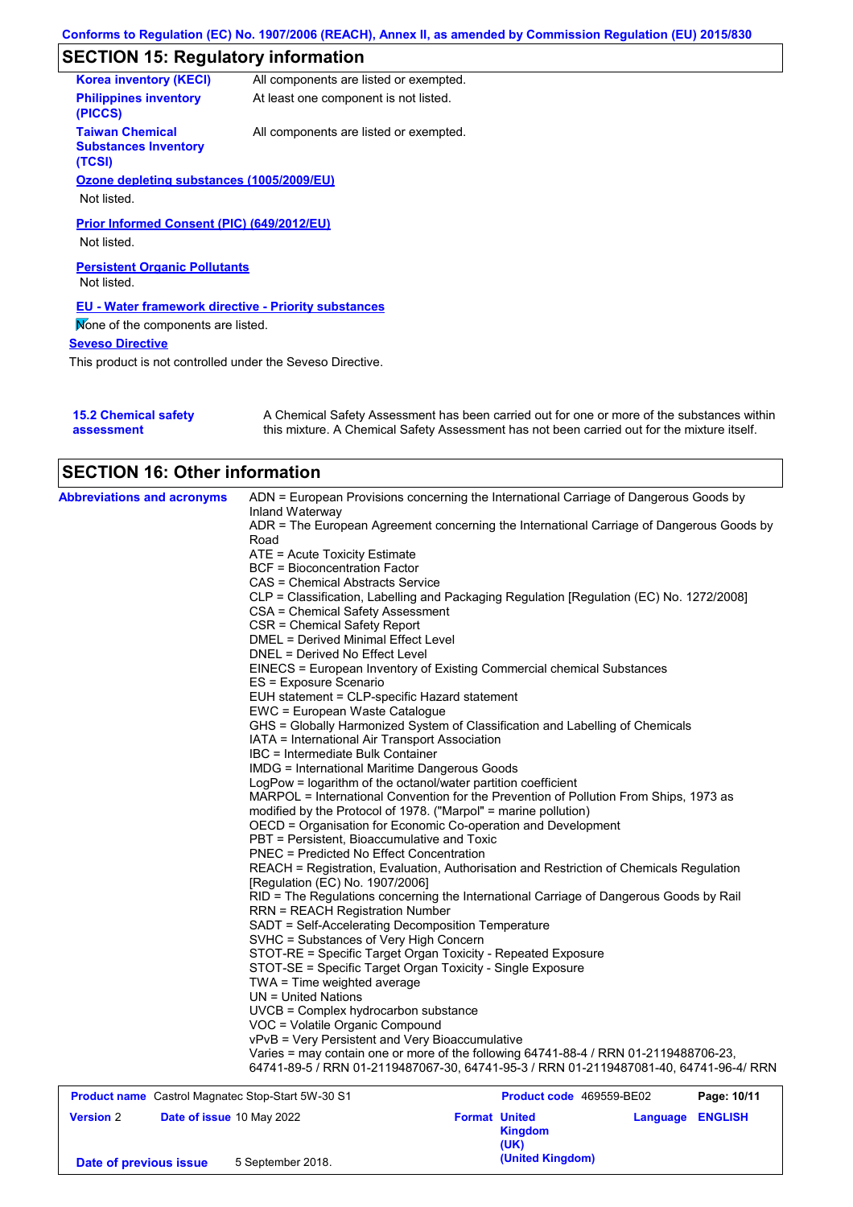## SECTION 15: Regulatory information

| | |
|---|---|
| **Korea inventory (KECI)** | All components are listed or exempted. |
| **Philippines inventory (PICCS)** | At least one component is not listed. |
| **Taiwan Chemical Substances Inventory (TCSI)** | All components are listed or exempted. |

**Ozone depleting substances (1005/2009/EU)**

Not listed.

**Prior Informed Consent (PIC) (649/2012/EU)**

Not listed.

**Persistent Organic Pollutants**

Not listed.

**EU - Water framework directive - Priority substances**

None of the components are listed.

**Seveso Directive**

This product is not controlled under the Seveso Directive.

**15.2 Chemical safety assessment**

A Chemical Safety Assessment has been carried out for one or more of the substances within this mixture. A Chemical Safety Assessment has not been carried out for the mixture itself.

## SECTION 16: Other information

**Abbreviations and acronyms**

ADN = European Provisions concerning the International Carriage of Dangerous Goods by Inland Waterway
ADR = The European Agreement concerning the International Carriage of Dangerous Goods by Road
ATE = Acute Toxicity Estimate
BCF = Bioconcentration Factor
CAS = Chemical Abstracts Service
CLP = Classification, Labelling and Packaging Regulation [Regulation (EC) No. 1272/2008]
CSA = Chemical Safety Assessment
CSR = Chemical Safety Report
DMEL = Derived Minimal Effect Level
DNEL = Derived No Effect Level
EINECS = European Inventory of Existing Commercial chemical Substances
ES = Exposure Scenario
EUH statement = CLP-specific Hazard statement
EWC = European Waste Catalogue
GHS = Globally Harmonized System of Classification and Labelling of Chemicals
IATA = International Air Transport Association
IBC = Intermediate Bulk Container
IMDG = International Maritime Dangerous Goods
LogPow = logarithm of the octanol/water partition coefficient
MARPOL = International Convention for the Prevention of Pollution From Ships, 1973 as modified by the Protocol of 1978. ("Marpol" = marine pollution)
OECD = Organisation for Economic Co-operation and Development
PBT = Persistent, Bioaccumulative and Toxic
PNEC = Predicted No Effect Concentration
REACH = Registration, Evaluation, Authorisation and Restriction of Chemicals Regulation [Regulation (EC) No. 1907/2006]
RID = The Regulations concerning the International Carriage of Dangerous Goods by Rail
RRN = REACH Registration Number
SADT = Self-Accelerating Decomposition Temperature
SVHC = Substances of Very High Concern
STOT-RE = Specific Target Organ Toxicity - Repeated Exposure
STOT-SE = Specific Target Organ Toxicity - Single Exposure
TWA = Time weighted average
UN = United Nations
UVCB = Complex hydrocarbon substance
VOC = Volatile Organic Compound
vPvB = Very Persistent and Very Bioaccumulative
Varies = may contain one or more of the following 64741-88-4 / RRN 01-2119488706-23, 64741-89-5 / RRN 01-2119487067-30, 64741-95-3 / RRN 01-2119487081-40, 64741-96-4/ RRN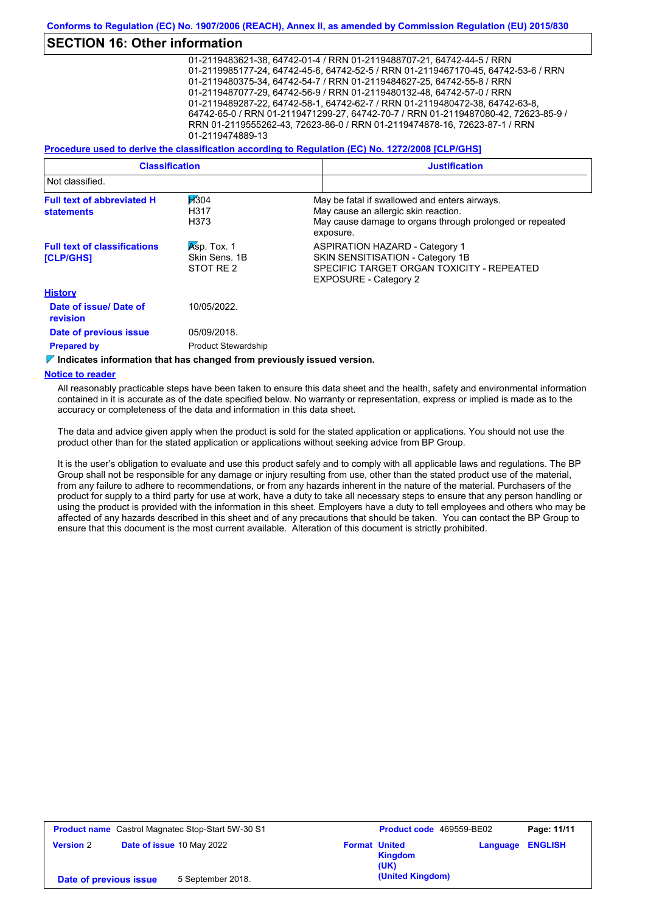## SECTION 16: Other information

01-2119483621-38, 64742-01-4 / RRN 01-2119488707-21, 64742-44-5 / RRN 01-2119985177-24, 64742-45-6, 64742-52-5 / RRN 01-2119467170-45, 64742-53-6 / RRN 01-2119480375-34, 64742-54-7 / RRN 01-2119484627-25, 64742-55-8 / RRN 01-2119487077-29, 64742-56-9 / RRN 01-2119480132-48, 64742-57-0 / RRN 01-2119489287-22, 64742-58-1, 64742-62-7 / RRN 01-2119480472-38, 64742-63-8, 64742-65-0 / RRN 01-2119471299-27, 64742-70-7 / RRN 01-2119487080-42, 72623-85-9 / RRN 01-2119555262-43, 72623-86-0 / RRN 01-2119474878-16, 72623-87-1 / RRN 01-2119474889-13

**Procedure used to derive the classification according to Regulation (EC) No. 1272/2008 [CLP/GHS]**

| Classification | Justification |
|---|---|
| Not classified. | |

**Full text of abbreviated H statements**

| | |
|---|---|
| H304 | May be fatal if swallowed and enters airways. |
| H317 | May cause an allergic skin reaction. |
| H373 | May cause damage to organs through prolonged or repeated exposure. |

**Full text of classifications [CLP/GHS]**

| | |
|---|---|
| Asp. Tox. 1 | ASPIRATION HAZARD - Category 1 |
| Skin Sens. 1B | SKIN SENSITISATION - Category 1B |
| STOT RE 2 | SPECIFIC TARGET ORGAN TOXICITY - REPEATED EXPOSURE - Category 2 |

**History**

**Date of issue/ Date of revision** 10/05/2022.

**Date of previous issue** 05/09/2018.

**Prepared by** Product Stewardship

**Indicates information that has changed from previously issued version.**

**Notice to reader**

All reasonably practicable steps have been taken to ensure this data sheet and the health, safety and environmental information contained in it is accurate as of the date specified below. No warranty or representation, express or implied is made as to the accuracy or completeness of the data and information in this data sheet.

The data and advice given apply when the product is sold for the stated application or applications. You should not use the product other than for the stated application or applications without seeking advice from BP Group.

It is the user's obligation to evaluate and use this product safely and to comply with all applicable laws and regulations. The BP Group shall not be responsible for any damage or injury resulting from use, other than the stated product use of the material, from any failure to adhere to recommendations, or from any hazards inherent in the nature of the material. Purchasers of the product for supply to a third party for use at work, have a duty to take all necessary steps to ensure that any person handling or using the product is provided with the information in this sheet. Employers have a duty to tell employees and others who may be affected of any hazards described in this sheet and of any precautions that should be taken. You can contact the BP Group to ensure that this document is the most current available. Alteration of this document is strictly prohibited.